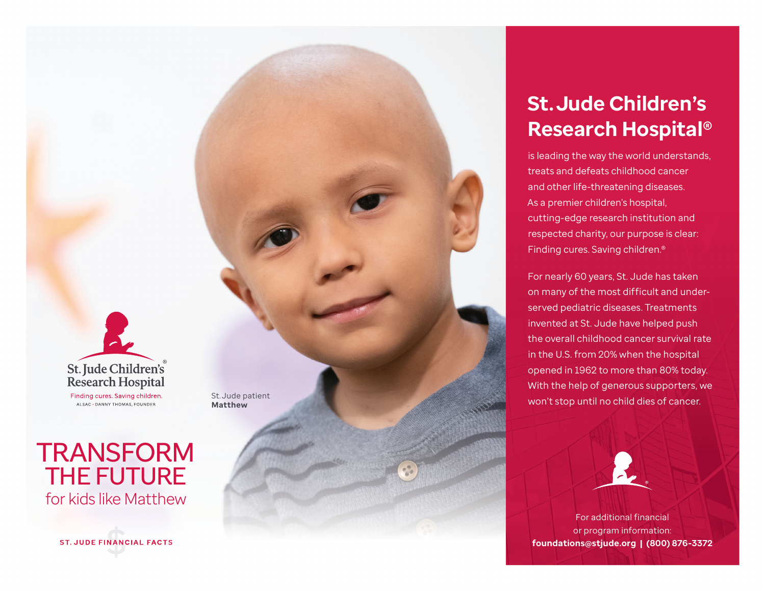St. Jude Children's Research Hospital®

Finding cures. Saving children.

ALSAC · DANNY THOMAS, FOUNDER

St. Jude patient
**Matthew**

# TRANSFORM THE FUTURE

## for kids like Matthew

ST. JUDE FINANCIAL FACTS

## St. Jude Children's Research Hospital®

is leading the way the world understands, treats and defeats childhood cancer and other life-threatening diseases. As a premier children's hospital, cutting-edge research institution and respected charity, our purpose is clear: Finding cures. Saving children.®

For nearly 60 years, St. Jude has taken on many of the most difficult and underserved pediatric diseases. Treatments invented at St. Jude have helped push the overall childhood cancer survival rate in the U.S. from 20% when the hospital opened in 1962 to more than 80% today. With the help of generous supporters, we won't stop until no child dies of cancer.

For additional financial or program information:
**foundations@stjude.org | (800) 876-3372**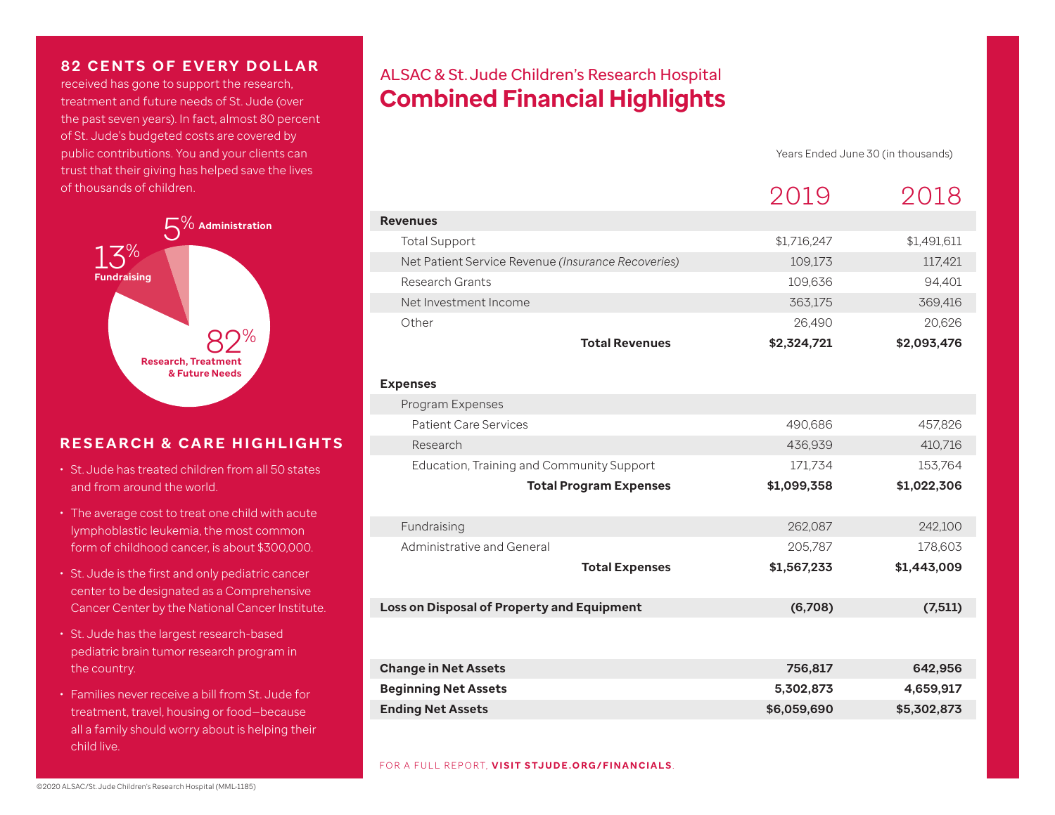## 82 CENTS OF EVERY DOLLAR

received has gone to support the research, treatment and future needs of St. Jude (over the past seven years). In fact, almost 80 percent of St. Jude's budgeted costs are covered by public contributions. You and your clients can trust that their giving has helped save the lives of thousands of children.

5% Administration

13% Fundraising

82% Research, Treatment & Future Needs

## RESEARCH & CARE HIGHLIGHTS

- St. Jude has treated children from all 50 states and from around the world.
- The average cost to treat one child with acute lymphoblastic leukemia, the most common form of childhood cancer, is about $300,000.
- St. Jude is the first and only pediatric cancer center to be designated as a Comprehensive Cancer Center by the National Cancer Institute.
- St. Jude has the largest research-based pediatric brain tumor research program in the country.
- Families never receive a bill from St. Jude for treatment, travel, housing or food—because all a family should worry about is helping their child live.

# ALSAC & St. Jude Children's Research Hospital
# Combined Financial Highlights

Years Ended June 30 (in thousands)

| | 2019 | 2018 |
|---|---|---|
| **Revenues** | | |
| Total Support | $1,716,247 | $1,491,611 |
| Net Patient Service Revenue *(Insurance Recoveries)* | 109,173 | 117,421 |
| Research Grants | 109,636 | 94,401 |
| Net Investment Income | 363,175 | 369,416 |
| Other | 26,490 | 20,626 |
| **Total Revenues** | **$2,324,721** | **$2,093,476** |
| **Expenses** | | |
| Program Expenses | | |
| Patient Care Services | 490,686 | 457,826 |
| Research | 436,939 | 410,716 |
| Education, Training and Community Support | 171,734 | 153,764 |
| **Total Program Expenses** | **$1,099,358** | **$1,022,306** |
| Fundraising | 262,087 | 242,100 |
| Administrative and General | 205,787 | 178,603 |
| **Total Expenses** | **$1,567,233** | **$1,443,009** |
| **Loss on Disposal of Property and Equipment** | **(6,708)** | **(7,511)** |
| **Change in Net Assets** | **756,817** | **642,956** |
| **Beginning Net Assets** | **5,302,873** | **4,659,917** |
| **Ending Net Assets** | **$6,059,690** | **$5,302,873** |

FOR A FULL REPORT, **VISIT STJUDE.ORG/FINANCIALS**.

©2020 ALSAC/St. Jude Children's Research Hospital (MML-1185)